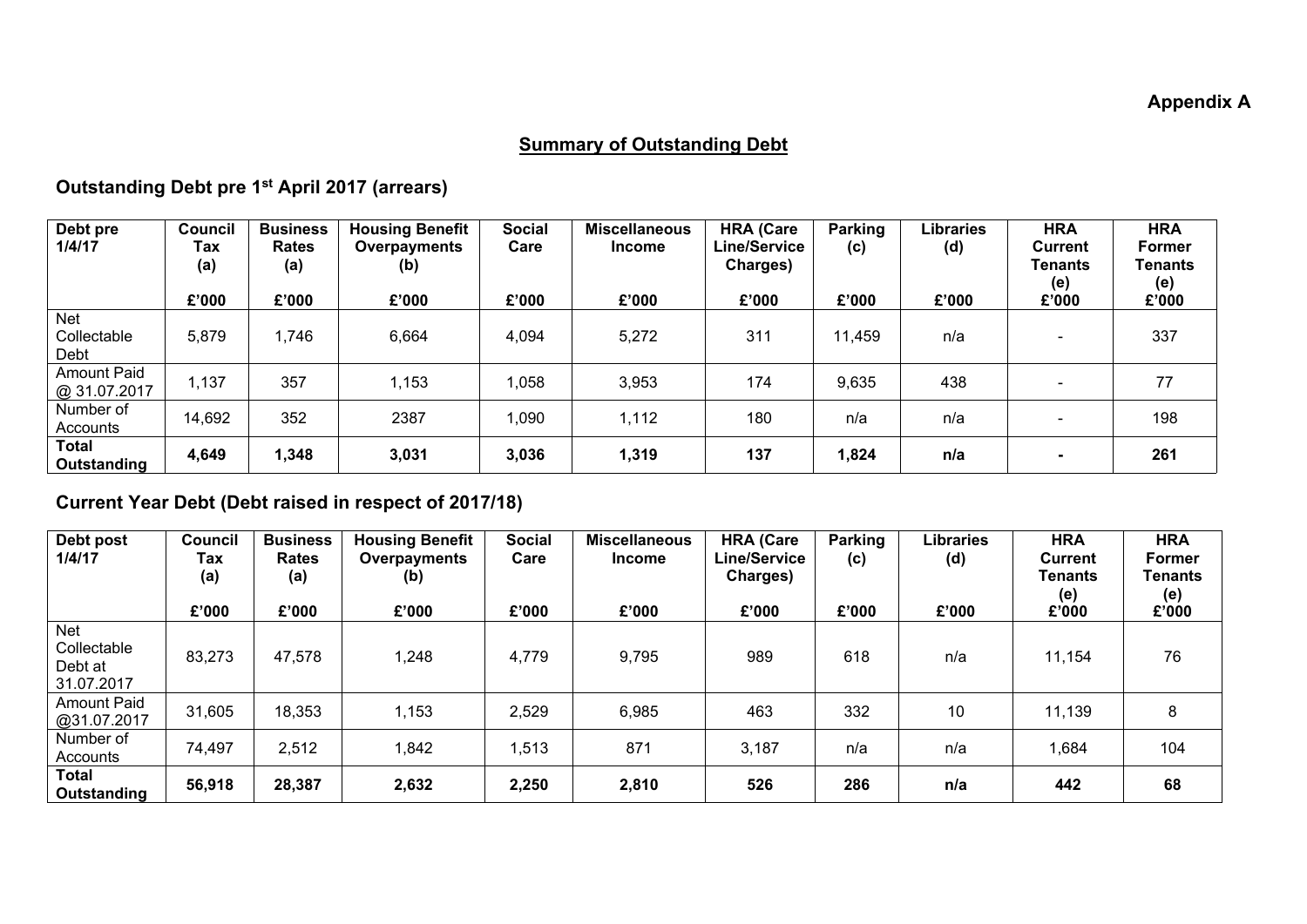**Appendix A**

## Summary of Outstanding Debt

### Outstanding Debt pre 1st April 2017 (arrears)

| Debt pre 1/4/17 | Council Tax (a) £'000 | Business Rates (a) £'000 | Housing Benefit Overpayments (b) £'000 | Social Care £'000 | Miscellaneous Income £'000 | HRA (Care Line/Service Charges) £'000 | Parking (c) £'000 | Libraries (d) £'000 | HRA Current Tenants (e) £'000 | HRA Former Tenants (e) £'000 |
|---|---|---|---|---|---|---|---|---|---|---|
| Net Collectable Debt | 5,879 | 1,746 | 6,664 | 4,094 | 5,272 | 311 | 11,459 | n/a | - | 337 |
| Amount Paid @ 31.07.2017 | 1,137 | 357 | 1,153 | 1,058 | 3,953 | 174 | 9,635 | 438 | - | 77 |
| Number of Accounts | 14,692 | 352 | 2387 | 1,090 | 1,112 | 180 | n/a | n/a | - | 198 |
| **Total Outstanding** | **4,649** | **1,348** | **3,031** | **3,036** | **1,319** | **137** | **1,824** | **n/a** | **-** | **261** |

### Current Year Debt (Debt raised in respect of 2017/18)

| Debt post 1/4/17 | Council Tax (a) £'000 | Business Rates (a) £'000 | Housing Benefit Overpayments (b) £'000 | Social Care £'000 | Miscellaneous Income £'000 | HRA (Care Line/Service Charges) £'000 | Parking (c) £'000 | Libraries (d) £'000 | HRA Current Tenants (e) £'000 | HRA Former Tenants (e) £'000 |
|---|---|---|---|---|---|---|---|---|---|---|
| Net Collectable Debt at 31.07.2017 | 83,273 | 47,578 | 1,248 | 4,779 | 9,795 | 989 | 618 | n/a | 11,154 | 76 |
| Amount Paid @31.07.2017 | 31,605 | 18,353 | 1,153 | 2,529 | 6,985 | 463 | 332 | 10 | 11,139 | 8 |
| Number of Accounts | 74,497 | 2,512 | 1,842 | 1,513 | 871 | 3,187 | n/a | n/a | 1,684 | 104 |
| **Total Outstanding** | **56,918** | **28,387** | **2,632** | **2,250** | **2,810** | **526** | **286** | **n/a** | **442** | **68** |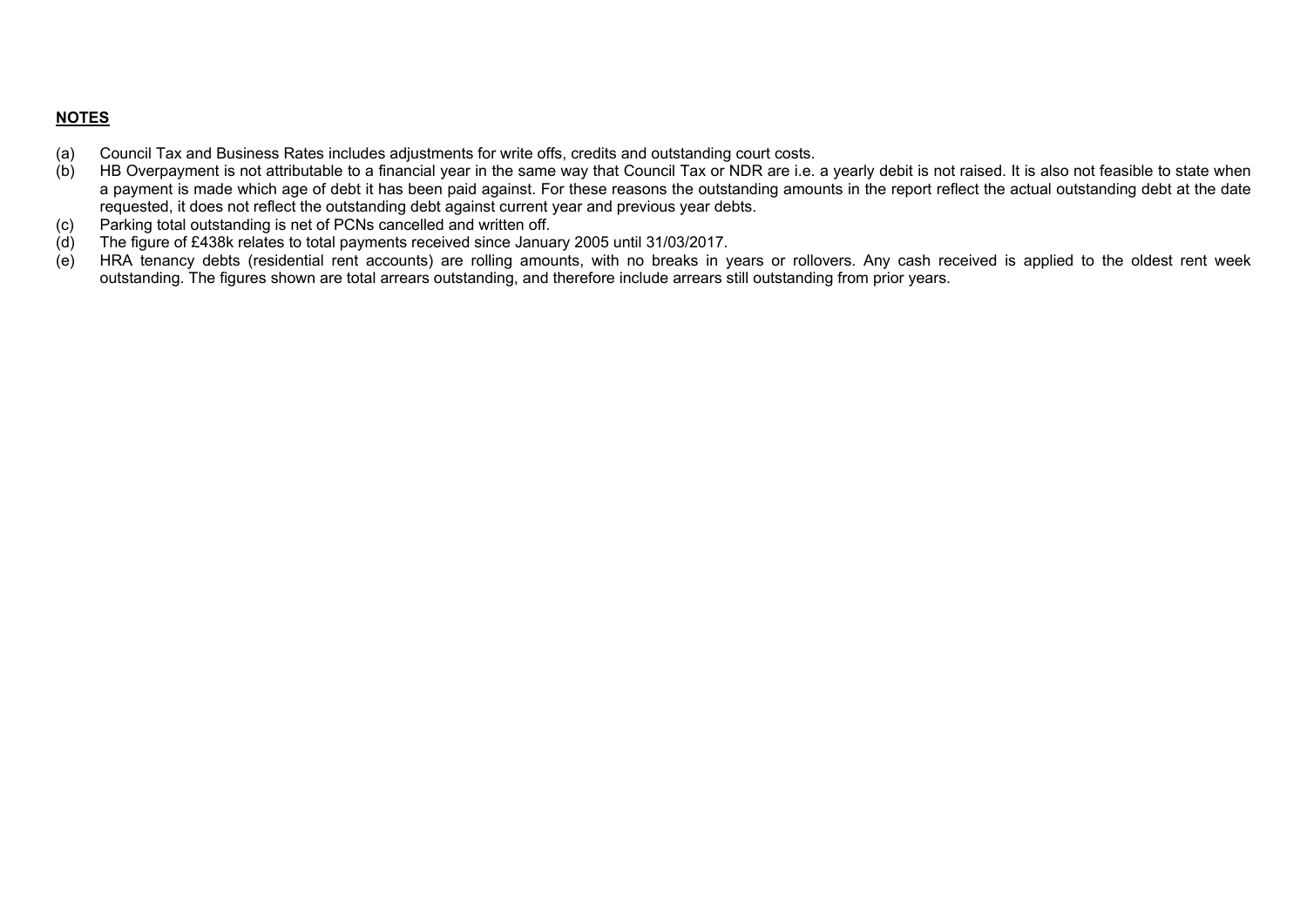**NOTES**

(a) Council Tax and Business Rates includes adjustments for write offs, credits and outstanding court costs.

(b) HB Overpayment is not attributable to a financial year in the same way that Council Tax or NDR are i.e. a yearly debit is not raised. It is also not feasible to state when a payment is made which age of debt it has been paid against. For these reasons the outstanding amounts in the report reflect the actual outstanding debt at the date requested, it does not reflect the outstanding debt against current year and previous year debts.

(c) Parking total outstanding is net of PCNs cancelled and written off.

(d) The figure of £438k relates to total payments received since January 2005 until 31/03/2017.

(e) HRA tenancy debts (residential rent accounts) are rolling amounts, with no breaks in years or rollovers. Any cash received is applied to the oldest rent week outstanding. The figures shown are total arrears outstanding, and therefore include arrears still outstanding from prior years.